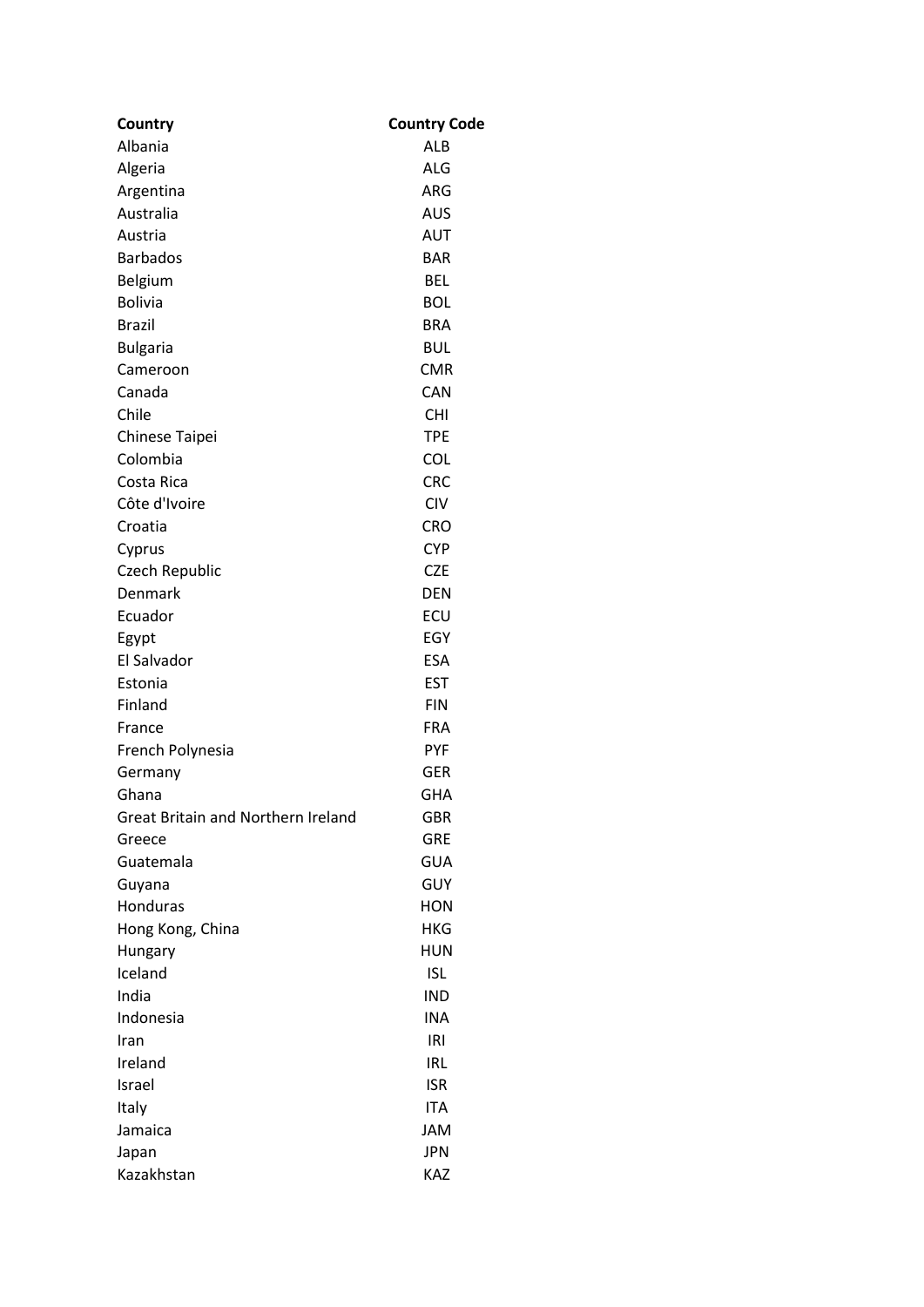| Country | Country Code |
| --- | --- |
| Albania | ALB |
| Algeria | ALG |
| Argentina | ARG |
| Australia | AUS |
| Austria | AUT |
| Barbados | BAR |
| Belgium | BEL |
| Bolivia | BOL |
| Brazil | BRA |
| Bulgaria | BUL |
| Cameroon | CMR |
| Canada | CAN |
| Chile | CHI |
| Chinese Taipei | TPE |
| Colombia | COL |
| Costa Rica | CRC |
| Côte d'Ivoire | CIV |
| Croatia | CRO |
| Cyprus | CYP |
| Czech Republic | CZE |
| Denmark | DEN |
| Ecuador | ECU |
| Egypt | EGY |
| El Salvador | ESA |
| Estonia | EST |
| Finland | FIN |
| France | FRA |
| French Polynesia | PYF |
| Germany | GER |
| Ghana | GHA |
| Great Britain and Northern Ireland | GBR |
| Greece | GRE |
| Guatemala | GUA |
| Guyana | GUY |
| Honduras | HON |
| Hong Kong, China | HKG |
| Hungary | HUN |
| Iceland | ISL |
| India | IND |
| Indonesia | INA |
| Iran | IRI |
| Ireland | IRL |
| Israel | ISR |
| Italy | ITA |
| Jamaica | JAM |
| Japan | JPN |
| Kazakhstan | KAZ |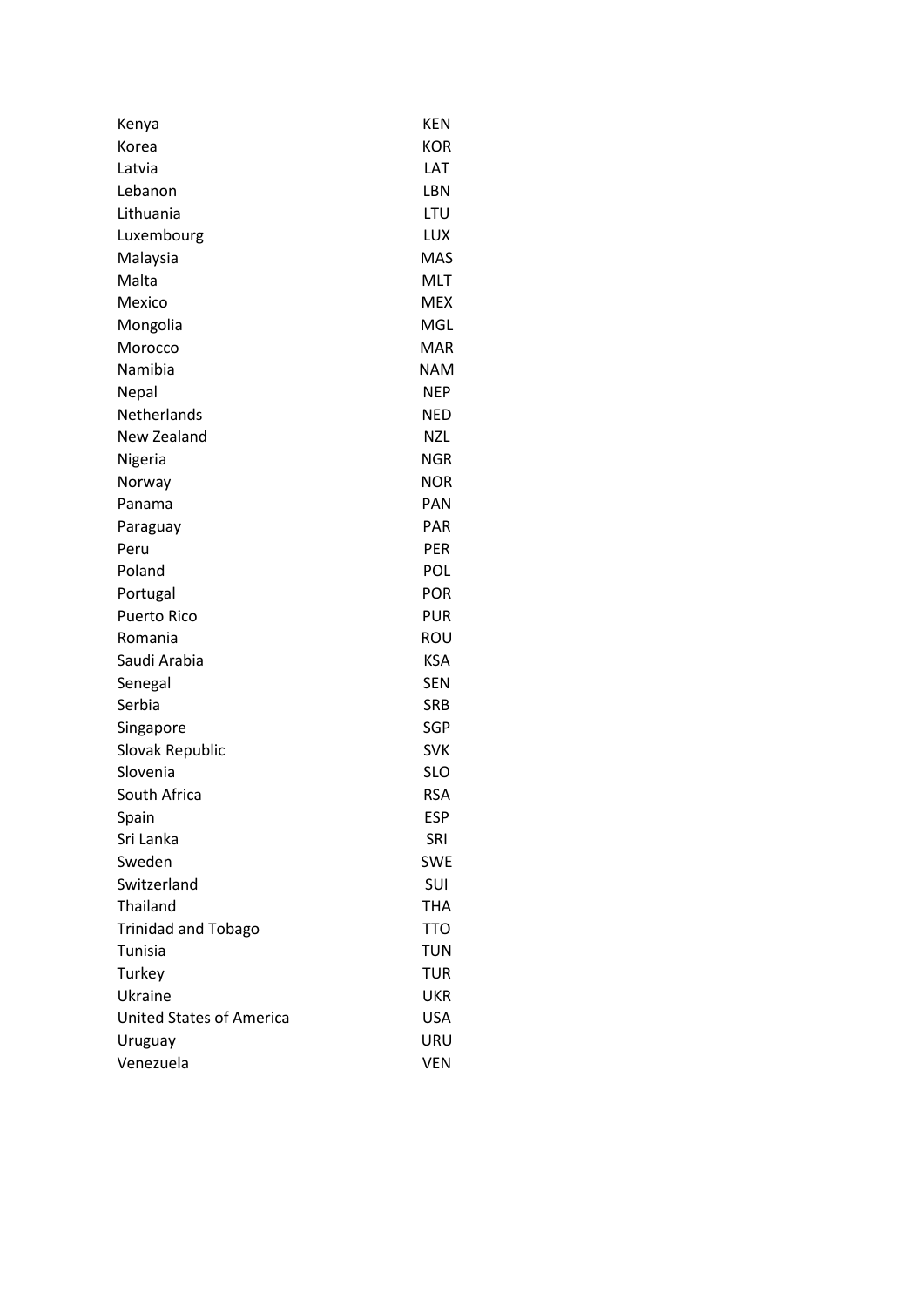| | |
|---|---|
| Kenya | KEN |
| Korea | KOR |
| Latvia | LAT |
| Lebanon | LBN |
| Lithuania | LTU |
| Luxembourg | LUX |
| Malaysia | MAS |
| Malta | MLT |
| Mexico | MEX |
| Mongolia | MGL |
| Morocco | MAR |
| Namibia | NAM |
| Nepal | NEP |
| Netherlands | NED |
| New Zealand | NZL |
| Nigeria | NGR |
| Norway | NOR |
| Panama | PAN |
| Paraguay | PAR |
| Peru | PER |
| Poland | POL |
| Portugal | POR |
| Puerto Rico | PUR |
| Romania | ROU |
| Saudi Arabia | KSA |
| Senegal | SEN |
| Serbia | SRB |
| Singapore | SGP |
| Slovak Republic | SVK |
| Slovenia | SLO |
| South Africa | RSA |
| Spain | ESP |
| Sri Lanka | SRI |
| Sweden | SWE |
| Switzerland | SUI |
| Thailand | THA |
| Trinidad and Tobago | TTO |
| Tunisia | TUN |
| Turkey | TUR |
| Ukraine | UKR |
| United States of America | USA |
| Uruguay | URU |
| Venezuela | VEN |